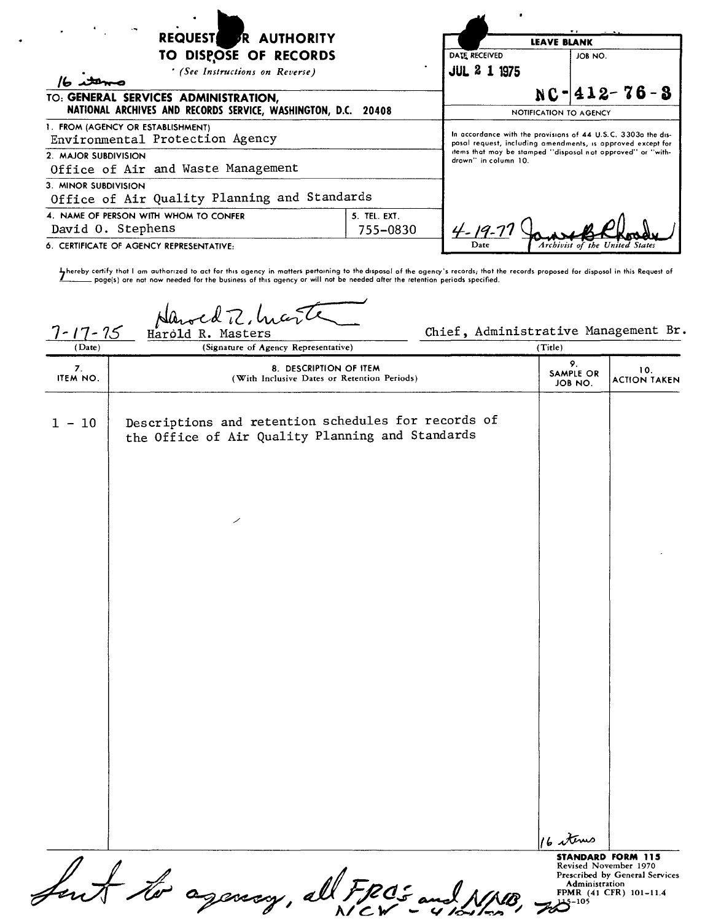# REQUEST FOR AUTHORITY TO DISPOSE OF RECORDS

*(See Instructions on Reverse)*

16 items

| LEAVE BLANK | |
|---|---|
| DATE RECEIVED | JOB NO. |
| JUL 21 1975 | NC-412-76-3 |

TO: **GENERAL SERVICES ADMINISTRATION, NATIONAL ARCHIVES AND RECORDS SERVICE, WASHINGTON, D.C. 20408**

1. FROM (AGENCY OR ESTABLISHMENT)
Environmental Protection Agency

2. MAJOR SUBDIVISION
Office of Air and Waste Management

3. MINOR SUBDIVISION
Office of Air Quality Planning and Standards

4. NAME OF PERSON WITH WHOM TO CONFER
David O. Stephens

5. TEL. EXT.
755-0830

NOTIFICATION TO AGENCY

In accordance with the provisions of 44 U.S.C. 3303a the disposal request, including amendments, is approved except for items that may be stamped "disposal not approved" or "withdrawn" in column 10.

4-19-77 — James B. Rhoads
Date — Archivist of the United States

6. CERTIFICATE OF AGENCY REPRESENTATIVE:

I hereby certify that I am authorized to act for this agency in matters pertaining to the disposal of the agency's records; that the records proposed for disposal in this Request of 7 page(s) are not now needed for the business of this agency or will not be needed after the retention periods specified.

| (Date) | (Signature of Agency Representative) | (Title) |
|---|---|---|
| 7-17-75 | Harold R. Masters | Chief, Administrative Management Br. |

| 7. ITEM NO. | 8. DESCRIPTION OF ITEM (With Inclusive Dates or Retention Periods) | 9. SAMPLE OR JOB NO. | 10. ACTION TAKEN |
|---|---|---|---|
| 1 - 10 | Descriptions and retention schedules for records of the Office of Air Quality Planning and Standards | 16 items | |

Sent to agency, all FRCs and NNB, NCW - 4/…/77, TD

STANDARD FORM 115
Revised November 1970
Prescribed by General Services Administration
FPMR (41 CFR) 101-11.4
115-105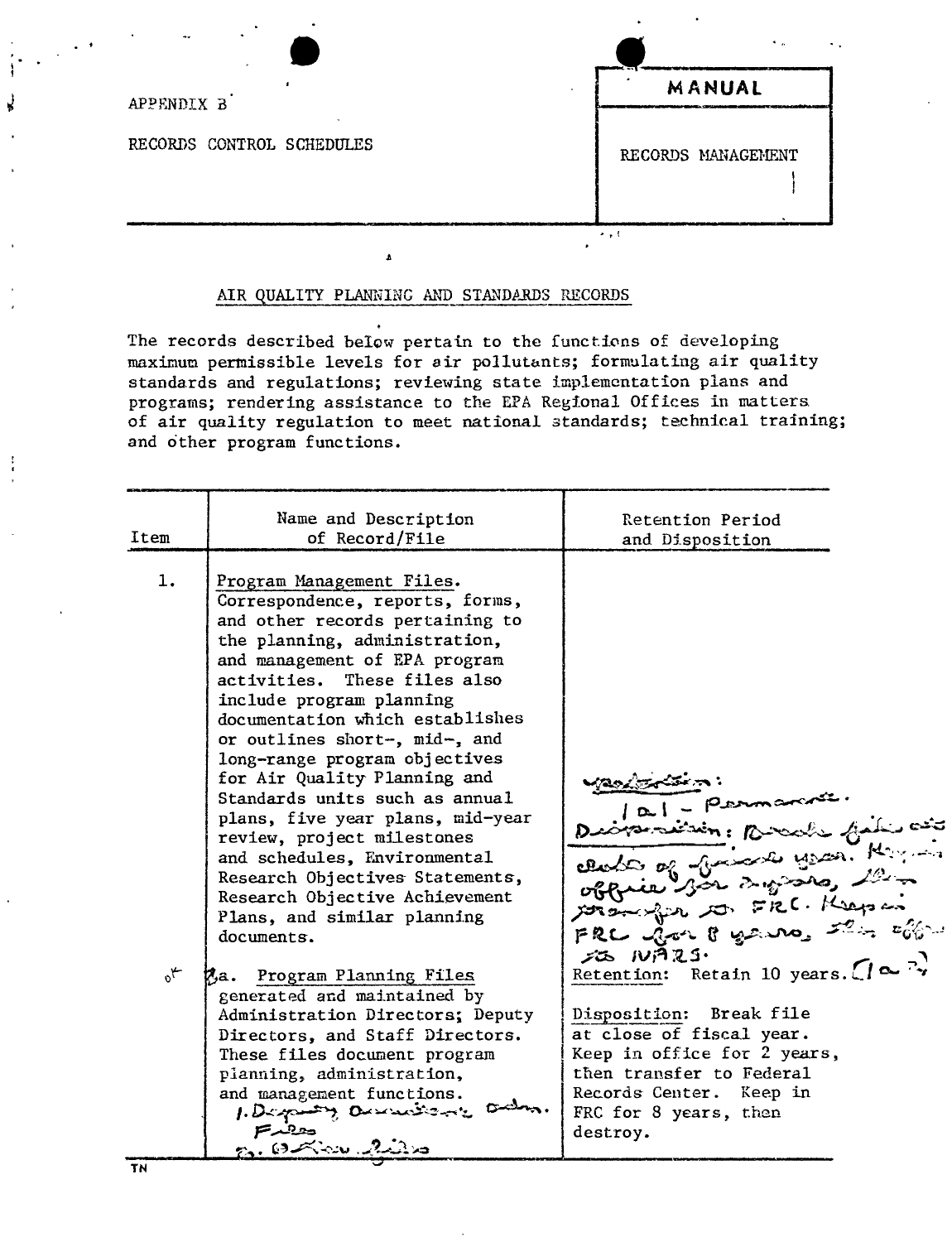APPENDIX B

RECORDS CONTROL SCHEDULES

**MANUAL**

RECORDS MANAGEMENT

## AIR QUALITY PLANNING AND STANDARDS RECORDS

The records described below pertain to the functions of developing maximum permissible levels for air pollutants; formulating air quality standards and regulations; reviewing state implementation plans and programs; rendering assistance to the EPA Regional Offices in matters of air quality regulation to meet national standards; technical training; and other program functions.

| Item | Name and Description of Record/File | Retention Period and Disposition |
|---|---|---|
| 1. | Program Management Files. Correspondence, reports, forms, and other records pertaining to the planning, administration, and management of EPA program activities. These files also include program planning documentation which establishes or outlines short-, mid-, and long-range program objectives for Air Quality Planning and Standards units such as annual plans, five year plans, mid-year review, project milestones and schedules, Environmental Research Objectives Statements, Research Objective Achievement Plans, and similar planning documents. | Retention: 1a1 - Permanent. Disposition: Break file at close of fiscal year. Keep in office for 2 years, then transfer to FRC. Keep in FRC for 8 years, then offer to NARS. |
| ok 1a. | Program Planning Files generated and maintained by Administration Directors; Deputy Directors, and Staff Directors. These files document program planning, administration, and management functions. 1. Deputy Administrator's Adm. Files 2. Other Files | Retention: Retain 10 years. [1a-2] Disposition: Break file at close of fiscal year. Keep in office for 2 years, then transfer to Federal Records Center. Keep in FRC for 8 years, then destroy. |

TN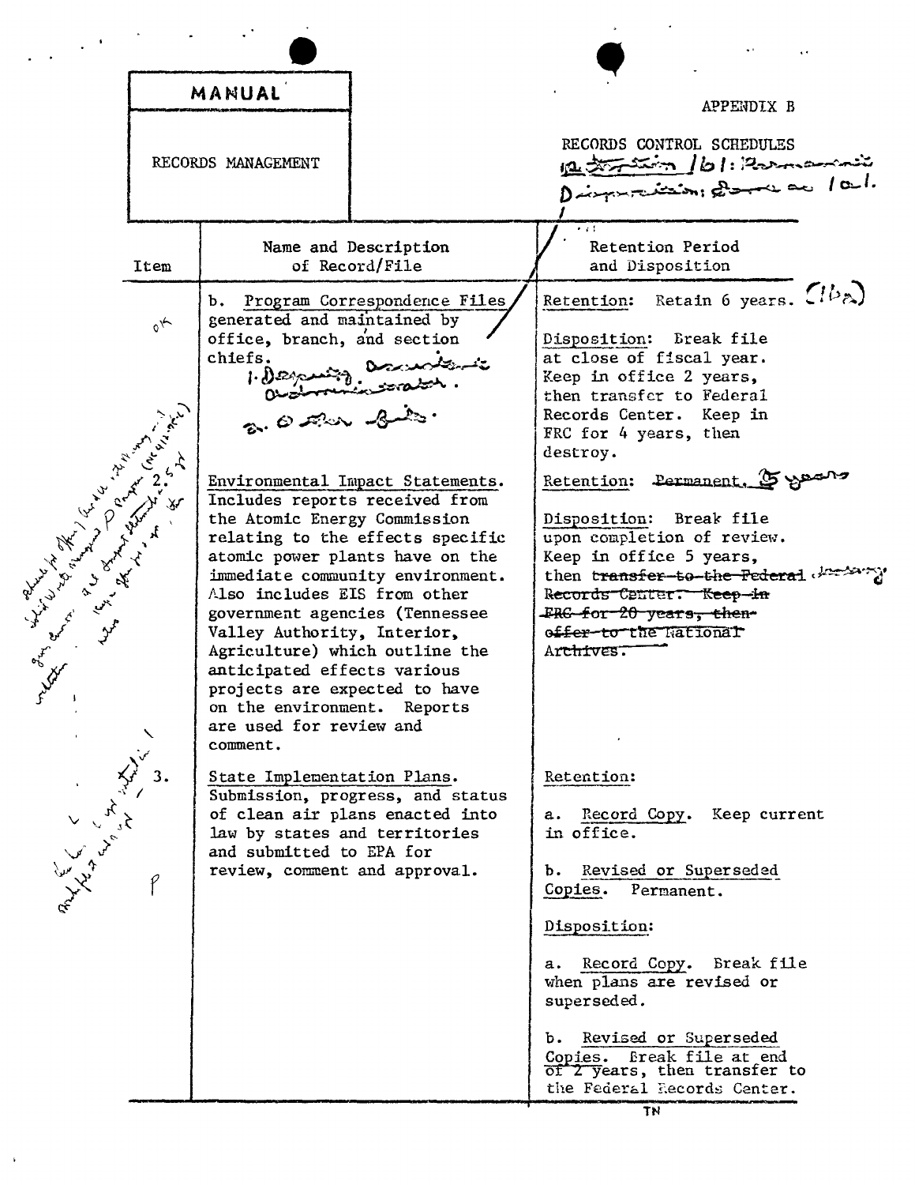| MANUAL | APPENDIX B |
|---|---|
| RECORDS MANAGEMENT | RECORDS CONTROL SCHEDULES |

| Item | Name and Description of Record/File | Retention Period and Disposition |
|---|---|---|
| OK | b. Program Correspondence Files generated and maintained by office, branch, and section chiefs. 1. Deputy Assistant Administrator. 2. Other files. | Retention: Retain 6 years. (1b) Disposition: Break file at close of fiscal year. Keep in office 2 years, then transfer to Federal Records Center. Keep in FRC for 4 years, then destroy. |
| 2. | Environmental Impact Statements. Includes reports received from the Atomic Energy Commission relating to the effects specific atomic power plants have on the immediate community environment. Also includes EIS from other government agencies (Tennessee Valley Authority, Interior, Agriculture) which outline the anticipated effects various projects are expected to have on the environment. Reports are used for review and comment. | Retention: ~~Permanent.~~ 5 years Disposition: Break file upon completion of review. Keep in office 5 years, then ~~transfer to the Federal Records Center. Keep in FRC for 20 years, then offer to the National Archives.~~ destroy. |
| 3. | State Implementation Plans. Submission, progress, and status of clean air plans enacted into law by states and territories and submitted to EPA for review, comment and approval. | Retention: a. Record Copy. Keep current in office. b. Revised or Superseded Copies. Permanent. Disposition: a. Record Copy. Break file when plans are revised or superseded. b. Revised or Superseded Copies. Break file at end of 2 years, then transfer to the Federal Records Center. |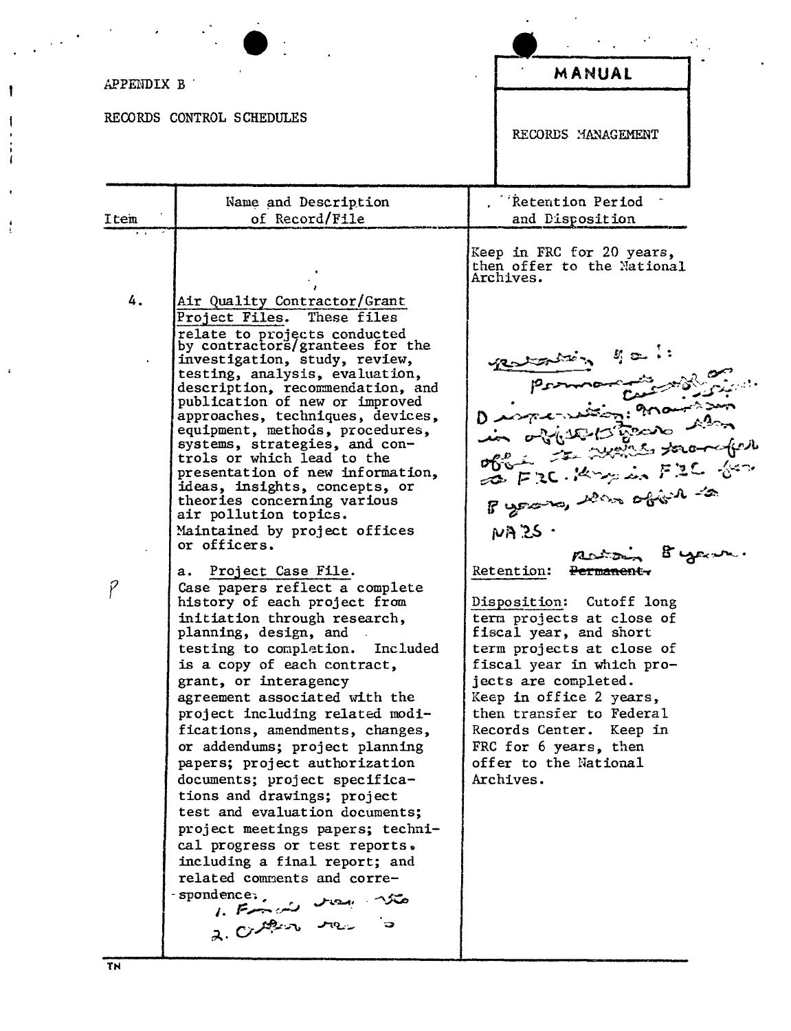APPENDIX B

RECORDS CONTROL SCHEDULES

**MANUAL**

RECORDS MANAGEMENT

| Item | Name and Description of Record/File | Retention Period and Disposition |
|---|---|---|
| | | Keep in FRC for 20 years, then offer to the National Archives. |
| 4. | Air Quality Contractor/Grant Project Files. These files relate to projects conducted by contractors/grantees for the investigation, study, review, testing, analysis, evaluation, description, recommendation, and publication of new or improved approaches, techniques, devices, equipment, methods, procedures, systems, strategies, and controls or which lead to the presentation of new information, ideas, insights, concepts, or theories concerning various air pollution topics. Maintained by project offices or officers. | Retention 4 a 1: Permanent ... Disposition: Maintain in office 2 years then offer to NARS transfer to FRC. Keep in FRC for 8 years, then offer to NARS. |
| P | a. Project Case File. Case papers reflect a complete history of each project from initiation through research, planning, design, and testing to completion. Included is a copy of each contract, grant, or interagency agreement associated with the project including related modifications, amendments, changes, or addendums; project planning papers; project authorization documents; project specifications and drawings; project test and evaluation documents; project meetings papers; technical progress or test reports. including a final report; and related comments and correspondence. 1. Final rep... 2. Other rep... | Retention: ~~Permanent.~~ Retain 8 years. Disposition: Cutoff long term projects at close of fiscal year, and short term projects at close of fiscal year in which projects are completed. Keep in office 2 years, then transfer to Federal Records Center. Keep in FRC for 6 years, then offer to the National Archives. |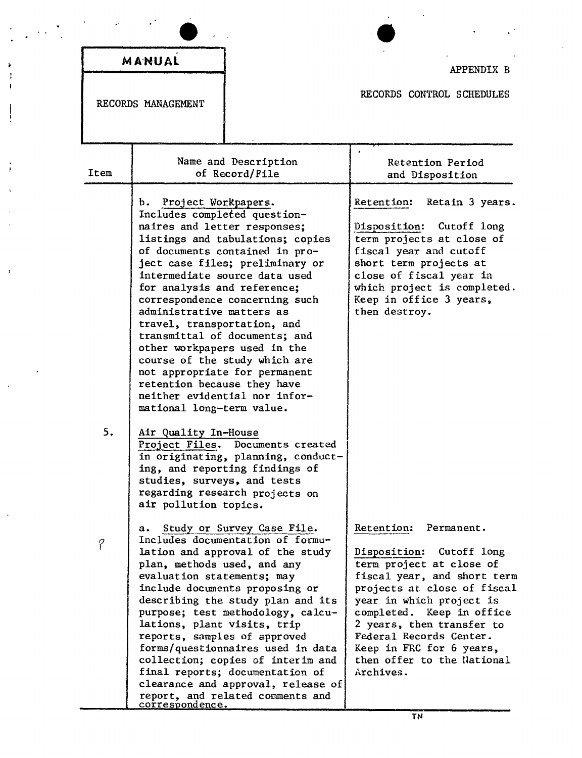| MANUAL | |
|---|---|
| RECORDS MANAGEMENT | |

APPENDIX B

RECORDS CONTROL SCHEDULES

| Item | Name and Description of Record/File | Retention Period and Disposition |
|---|---|---|
| | b. Project Workpapers. Includes completed questionnaires and letter responses; listings and tabulations; copies of documents contained in project case files; preliminary or intermediate source data used for analysis and reference; correspondence concerning such administrative matters as travel, transportation, and transmittal of documents; and other workpapers used in the course of the study which are not appropriate for permanent retention because they have neither evidential nor informational long-term value. | Retention: Retain 3 years.<br><br>Disposition: Cutoff long term projects at close of fiscal year and cutoff short term projects at close of fiscal year in which project is completed. Keep in office 3 years, then destroy. |
| 5. | Air Quality In-House Project Files. Documents created in originating, planning, conducting, and reporting findings of studies, surveys, and tests regarding research projects on air pollution topics. | |
| ? | a. Study or Survey Case File. Includes documentation of formulation and approval of the study plan, methods used, and any evaluation statements; may include documents proposing or describing the study plan and its purpose; test methodology, calculations, plant visits, trip reports, samples of approved forms/questionnaires used in data collection; copies of interim and final reports; documentation of clearance and approval, release of report, and related comments and correspondence. | Retention: Permanent.<br><br>Disposition: Cutoff long term project at close of fiscal year, and short term projects at close of fiscal year in which project is completed. Keep in office 2 years, then transfer to Federal Records Center. Keep in FRC for 6 years, then offer to the National Archives. |

TN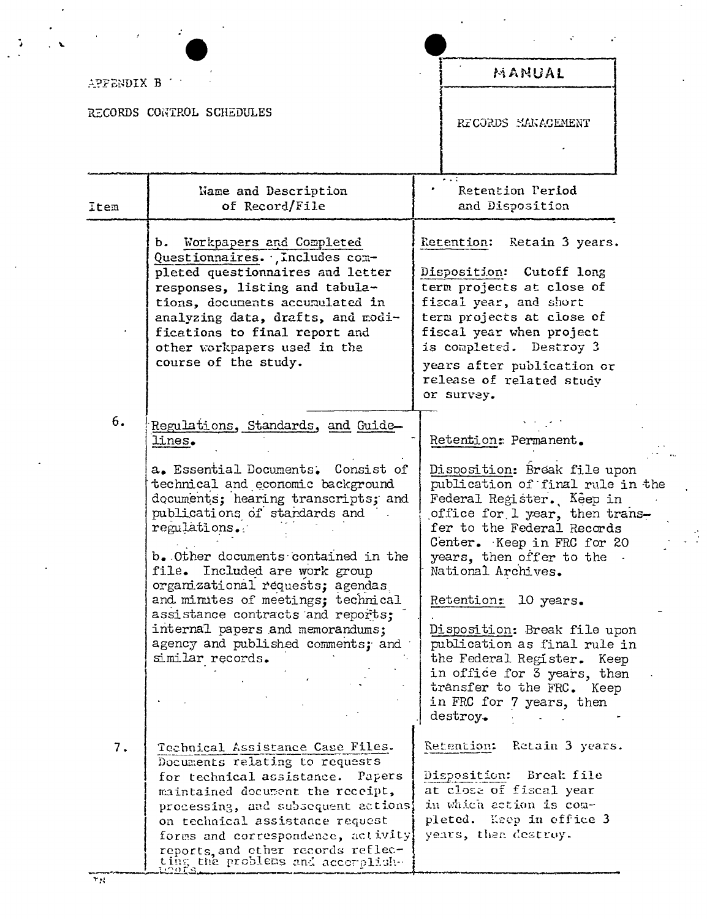APPENDIX B

RECORDS CONTROL SCHEDULES

MANUAL

RECORDS MANAGEMENT

| Item | Name and Description of Record/File | Retention Period and Disposition |
|---|---|---|
| | b. Workpapers and Completed Questionnaires. Includes completed questionnaires and letter responses, listing and tabulations, documents accumulated in analyzing data, drafts, and modifications to final report and other workpapers used in the course of the study. | Retention: Retain 3 years.<br><br>Disposition: Cutoff long term projects at close of fiscal year, and short term projects at close of fiscal year when project is completed. Destroy 3 years after publication or release of related study or survey. |
| 6. | Regulations, Standards, and Guidelines.<br><br>a. Essential Documents. Consist of technical and economic background documents; hearing transcripts; and publications of standards and regulations. | Retention: Permanent.<br><br>Disposition: Break file upon publication of final rule in the Federal Register. Keep in office for 1 year, then transfer to the Federal Records Center. Keep in FRC for 20 years, then offer to the National Archives. |
| | b. Other documents contained in the file. Included are work group organizational requests; agendas and minutes of meetings; technical assistance contracts and reports; internal papers and memorandums; agency and published comments; and similar records. | Retention: 10 years.<br><br>Disposition: Break file upon publication as final rule in the Federal Register. Keep in office for 3 years, then transfer to the FRC. Keep in FRC for 7 years, then destroy. |
| 7. | Technical Assistance Case Files. Documents relating to requests for technical assistance. Papers maintained document the receipt, processing, and subsequent actions on technical assistance request forms and correspondence, activity reports, and other records reflecting the problems and accomplishments. | Retention: Retain 3 years.<br><br>Disposition: Break file at close of fiscal year in which action is completed. Keep in office 3 years, then destroy. |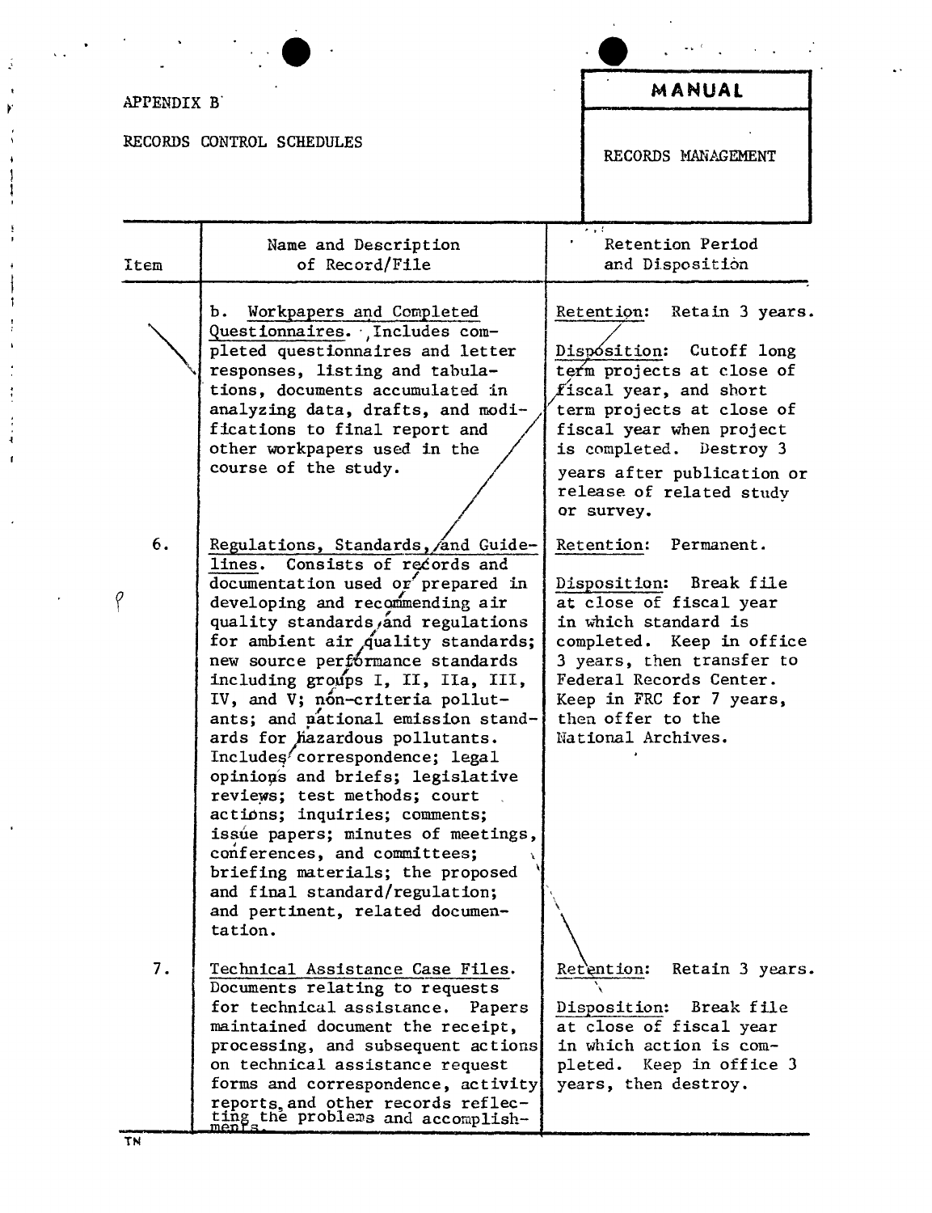APPENDIX B

RECORDS CONTROL SCHEDULES

**MANUAL**

RECORDS MANAGEMENT

| Item | Name and Description of Record/File | Retention Period and Disposition |
|---|---|---|
| | b. Workpapers and Completed Questionnaires. Includes completed questionnaires and letter responses, listing and tabulations, documents accumulated in analyzing data, drafts, and modifications to final report and other workpapers used in the course of the study. | Retention: Retain 3 years.<br><br>Disposition: Cutoff long term projects at close of fiscal year, and short term projects at close of fiscal year when project is completed. Destroy 3 years after publication or release of related study or survey. |
| 6. | Regulations, Standards, and Guidelines. Consists of records and documentation used or prepared in developing and recommending air quality standards and regulations for ambient air quality standards; new source performance standards including groups I, II, IIa, III, IV, and V; non-criteria pollutants; and national emission standards for hazardous pollutants. Includes correspondence; legal opinions and briefs; legislative reviews; test methods; court actions; inquiries; comments; issue papers; minutes of meetings, conferences, and committees; briefing materials; the proposed and final standard/regulation; and pertinent, related documentation. | Retention: Permanent.<br><br>Disposition: Break file at close of fiscal year in which standard is completed. Keep in office 3 years, then transfer to Federal Records Center. Keep in FRC for 7 years, then offer to the National Archives. |
| 7. | Technical Assistance Case Files. Documents relating to requests for technical assistance. Papers maintained document the receipt, processing, and subsequent actions on technical assistance request forms and correspondence, activity reports, and other records reflecting the problems and accomplishments. | Retention: Retain 3 years.<br><br>Disposition: Break file at close of fiscal year in which action is completed. Keep in office 3 years, then destroy. |

TN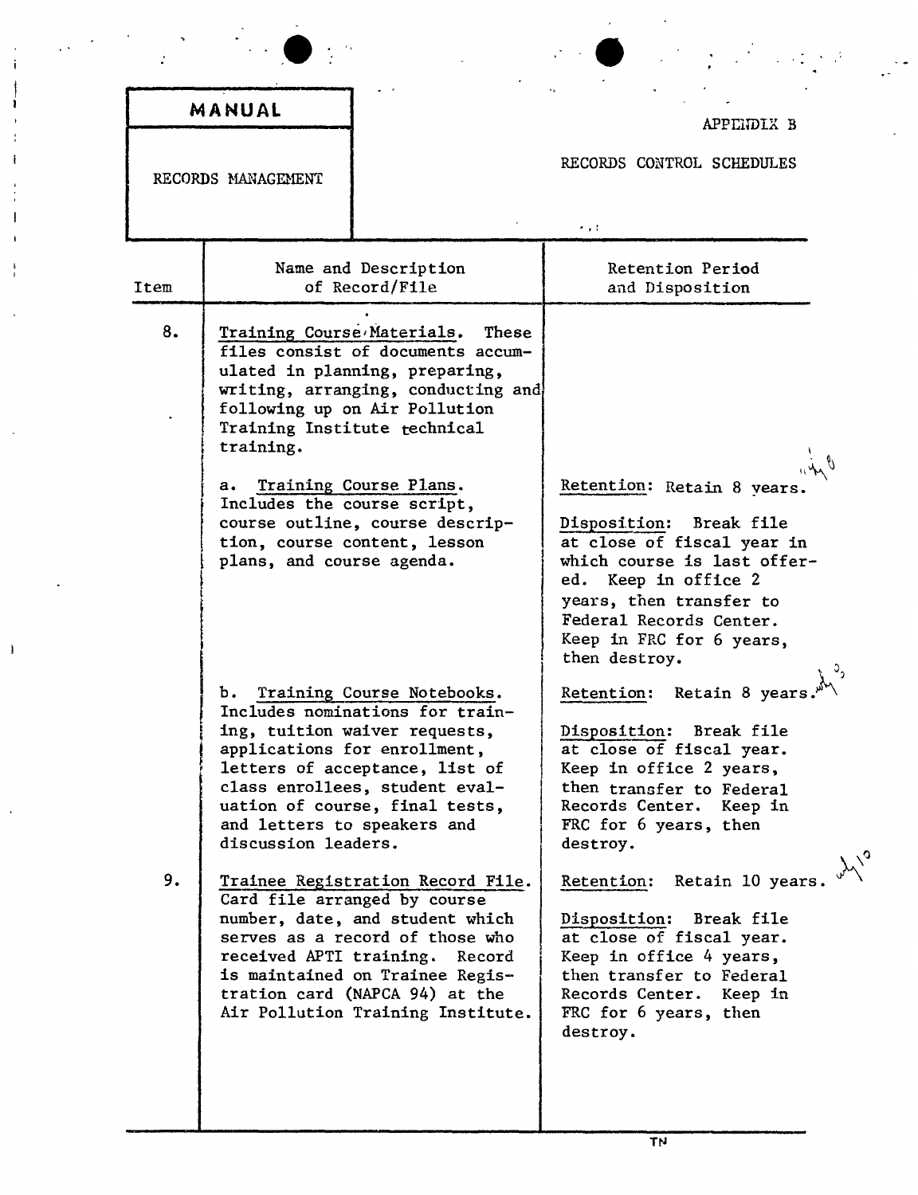**MANUAL**

RECORDS MANAGEMENT

APPENDIX B

RECORDS CONTROL SCHEDULES

| Item | Name and Description of Record/File | Retention Period and Disposition |
|---|---|---|
| 8. | Training Course Materials. These files consist of documents accumulated in planning, preparing, writing, arranging, conducting and following up on Air Pollution Training Institute technical training. | |
| | a. Training Course Plans. Includes the course script, course outline, course description, course content, lesson plans, and course agenda. | Retention: Retain 8 years.<br><br>Disposition: Break file at close of fiscal year in which course is last offered. Keep in office 2 years, then transfer to Federal Records Center. Keep in FRC for 6 years, then destroy. |
| | b. Training Course Notebooks. Includes nominations for training, tuition waiver requests, applications for enrollment, letters of acceptance, list of class enrollees, student evaluation of course, final tests, and letters to speakers and discussion leaders. | Retention: Retain 8 years.<br><br>Disposition: Break file at close of fiscal year. Keep in office 2 years, then transfer to Federal Records Center. Keep in FRC for 6 years, then destroy. |
| 9. | Trainee Registration Record File. Card file arranged by course number, date, and student which serves as a record of those who received APTI training. Record is maintained on Trainee Registration card (NAPCA 94) at the Air Pollution Training Institute. | Retention: Retain 10 years.<br><br>Disposition: Break file at close of fiscal year. Keep in office 4 years, then transfer to Federal Records Center. Keep in FRC for 6 years, then destroy. |

TN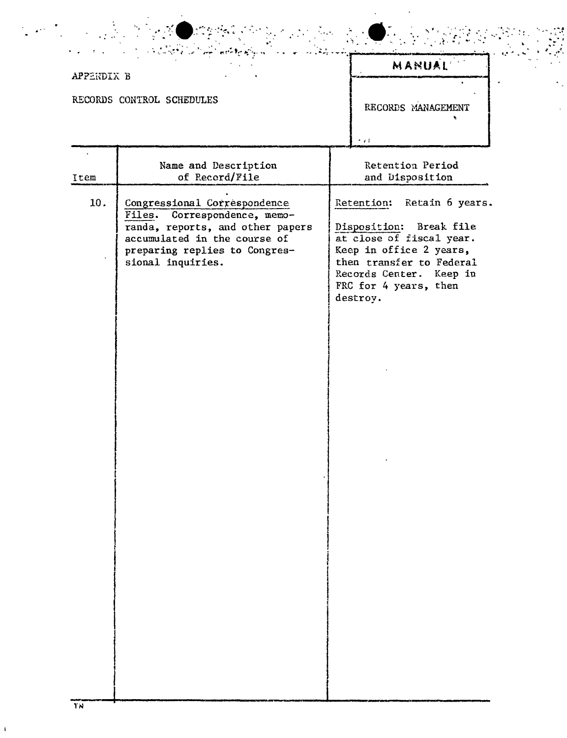APPENDIX B

RECORDS CONTROL SCHEDULES

**MANUAL**

RECORDS MANAGEMENT

| Item | Name and Description of Record/File | Retention Period and Disposition |
|---|---|---|
| 10. | Congressional Correspondence Files. Correspondence, memoranda, reports, and other papers accumulated in the course of preparing replies to Congressional inquiries. | Retention: Retain 6 years.<br><br>Disposition: Break file at close of fiscal year. Keep in office 2 years, then transfer to Federal Records Center. Keep in FRC for 4 years, then destroy. |

TN